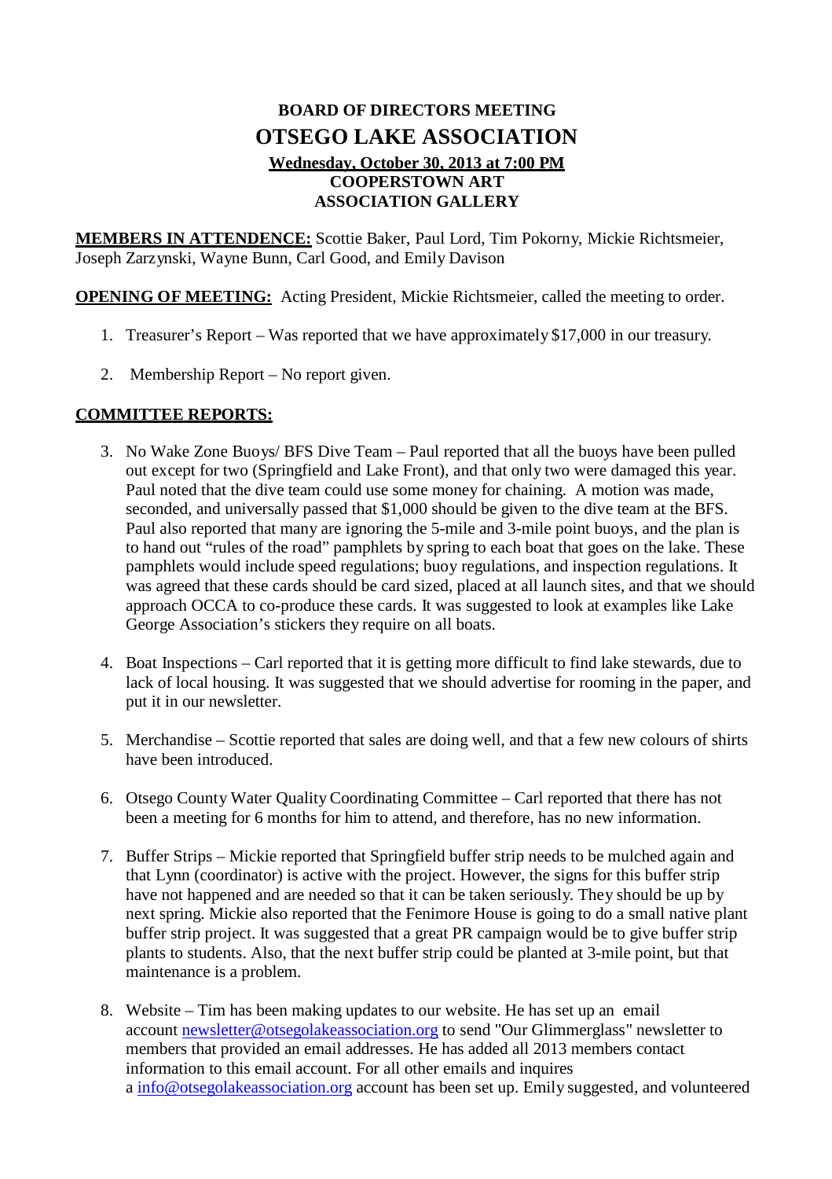# BOARD OF DIRECTORS MEETING

# OTSEGO LAKE ASSOCIATION

**Wednesday, October 30, 2013 at 7:00 PM**

**COOPERSTOWN ART ASSOCIATION GALLERY**

**MEMBERS IN ATTENDENCE:** Scottie Baker, Paul Lord, Tim Pokorny, Mickie Richtsmeier, Joseph Zarzynski, Wayne Bunn, Carl Good, and Emily Davison

**OPENING OF MEETING:** Acting President, Mickie Richtsmeier, called the meeting to order.

1. Treasurer's Report – Was reported that we have approximately $17,000 in our treasury.

2. Membership Report – No report given.

**COMMITTEE REPORTS:**

3. No Wake Zone Buoys/ BFS Dive Team – Paul reported that all the buoys have been pulled out except for two (Springfield and Lake Front), and that only two were damaged this year. Paul noted that the dive team could use some money for chaining. A motion was made, seconded, and universally passed that $1,000 should be given to the dive team at the BFS. Paul also reported that many are ignoring the 5-mile and 3-mile point buoys, and the plan is to hand out "rules of the road" pamphlets by spring to each boat that goes on the lake. These pamphlets would include speed regulations; buoy regulations, and inspection regulations. It was agreed that these cards should be card sized, placed at all launch sites, and that we should approach OCCA to co-produce these cards. It was suggested to look at examples like Lake George Association's stickers they require on all boats.

4. Boat Inspections – Carl reported that it is getting more difficult to find lake stewards, due to lack of local housing. It was suggested that we should advertise for rooming in the paper, and put it in our newsletter.

5. Merchandise – Scottie reported that sales are doing well, and that a few new colours of shirts have been introduced.

6. Otsego County Water Quality Coordinating Committee – Carl reported that there has not been a meeting for 6 months for him to attend, and therefore, has no new information.

7. Buffer Strips – Mickie reported that Springfield buffer strip needs to be mulched again and that Lynn (coordinator) is active with the project. However, the signs for this buffer strip have not happened and are needed so that it can be taken seriously. They should be up by next spring. Mickie also reported that the Fenimore House is going to do a small native plant buffer strip project. It was suggested that a great PR campaign would be to give buffer strip plants to students. Also, that the next buffer strip could be planted at 3-mile point, but that maintenance is a problem.

8. Website – Tim has been making updates to our website. He has set up an email account [newsletter@otsegolakeassociation.org](mailto:newsletter@otsegolakeassociation.org) to send "Our Glimmerglass" newsletter to members that provided an email addresses. He has added all 2013 members contact information to this email account. For all other emails and inquires a [info@otsegolakeassociation.org](mailto:info@otsegolakeassociation.org) account has been set up. Emily suggested, and volunteered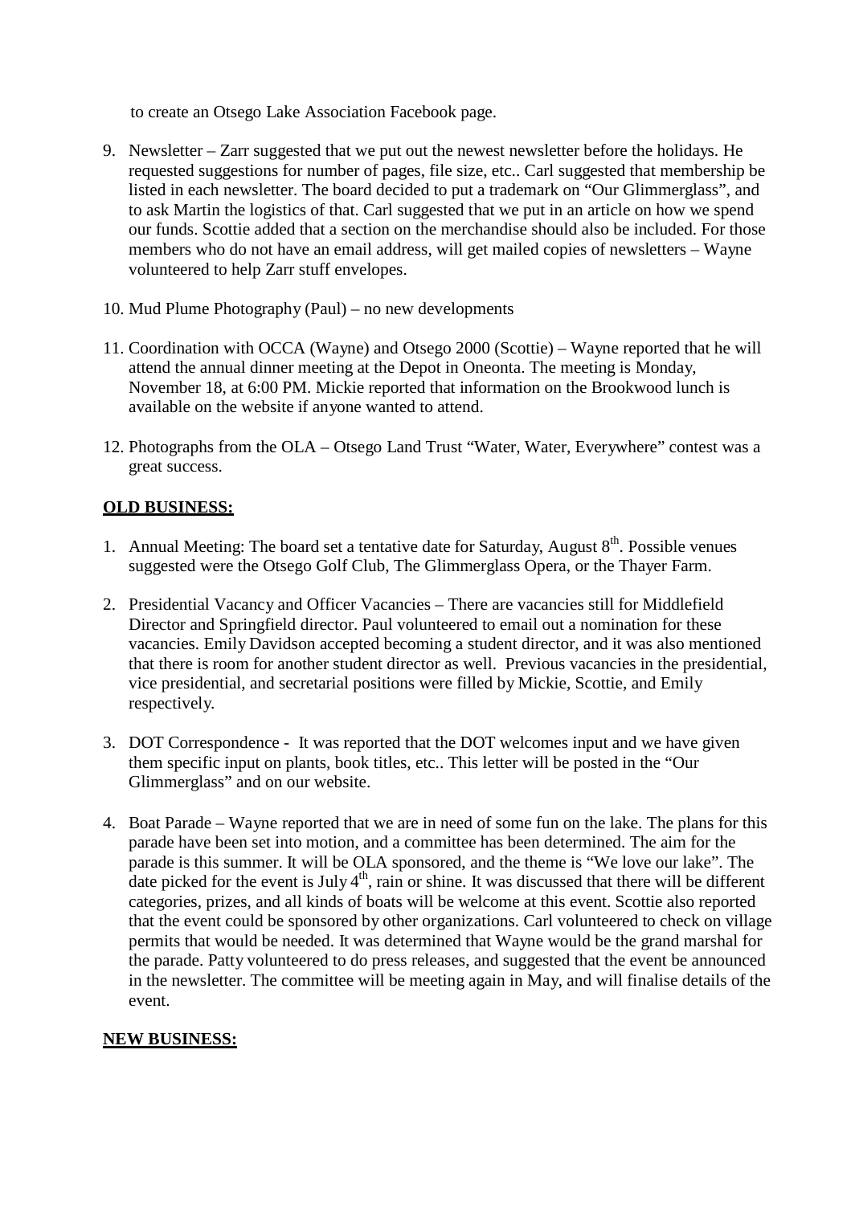to create an Otsego Lake Association Facebook page.

9. Newsletter – Zarr suggested that we put out the newest newsletter before the holidays. He requested suggestions for number of pages, file size, etc.. Carl suggested that membership be listed in each newsletter. The board decided to put a trademark on "Our Glimmerglass", and to ask Martin the logistics of that. Carl suggested that we put in an article on how we spend our funds. Scottie added that a section on the merchandise should also be included. For those members who do not have an email address, will get mailed copies of newsletters – Wayne volunteered to help Zarr stuff envelopes.

10. Mud Plume Photography (Paul) – no new developments

11. Coordination with OCCA (Wayne) and Otsego 2000 (Scottie) – Wayne reported that he will attend the annual dinner meeting at the Depot in Oneonta. The meeting is Monday, November 18, at 6:00 PM. Mickie reported that information on the Brookwood lunch is available on the website if anyone wanted to attend.

12. Photographs from the OLA – Otsego Land Trust "Water, Water, Everywhere" contest was a great success.

**OLD BUSINESS:**

1. Annual Meeting: The board set a tentative date for Saturday, August 8th. Possible venues suggested were the Otsego Golf Club, The Glimmerglass Opera, or the Thayer Farm.

2. Presidential Vacancy and Officer Vacancies – There are vacancies still for Middlefield Director and Springfield director. Paul volunteered to email out a nomination for these vacancies. Emily Davidson accepted becoming a student director, and it was also mentioned that there is room for another student director as well. Previous vacancies in the presidential, vice presidential, and secretarial positions were filled by Mickie, Scottie, and Emily respectively.

3. DOT Correspondence - It was reported that the DOT welcomes input and we have given them specific input on plants, book titles, etc.. This letter will be posted in the "Our Glimmerglass" and on our website.

4. Boat Parade – Wayne reported that we are in need of some fun on the lake. The plans for this parade have been set into motion, and a committee has been determined. The aim for the parade is this summer. It will be OLA sponsored, and the theme is "We love our lake". The date picked for the event is July 4th, rain or shine. It was discussed that there will be different categories, prizes, and all kinds of boats will be welcome at this event. Scottie also reported that the event could be sponsored by other organizations. Carl volunteered to check on village permits that would be needed. It was determined that Wayne would be the grand marshal for the parade. Patty volunteered to do press releases, and suggested that the event be announced in the newsletter. The committee will be meeting again in May, and will finalise details of the event.

**NEW BUSINESS:**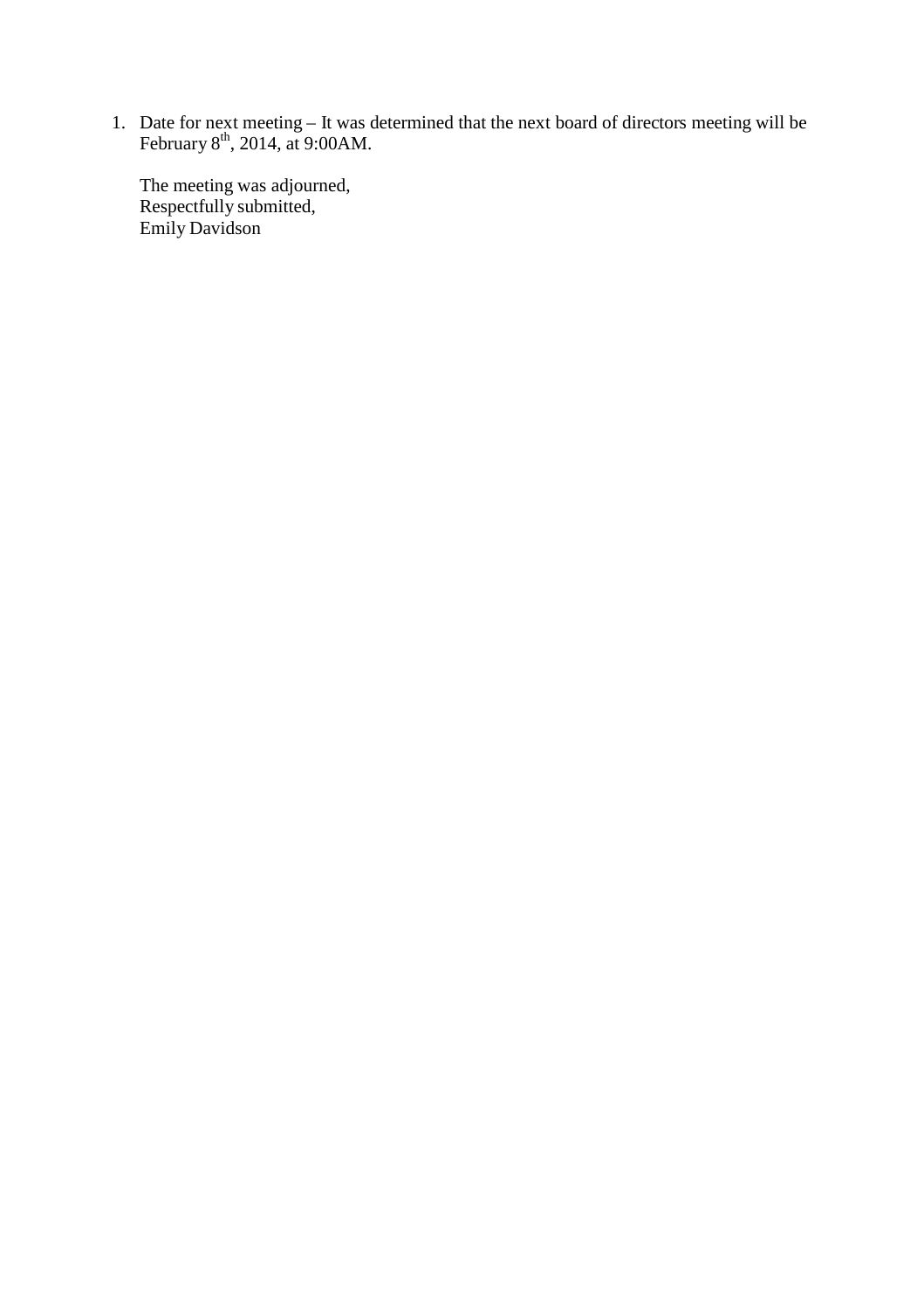1. Date for next meeting – It was determined that the next board of directors meeting will be February 8th, 2014, at 9:00AM.

   The meeting was adjourned,
   Respectfully submitted,
   Emily Davidson